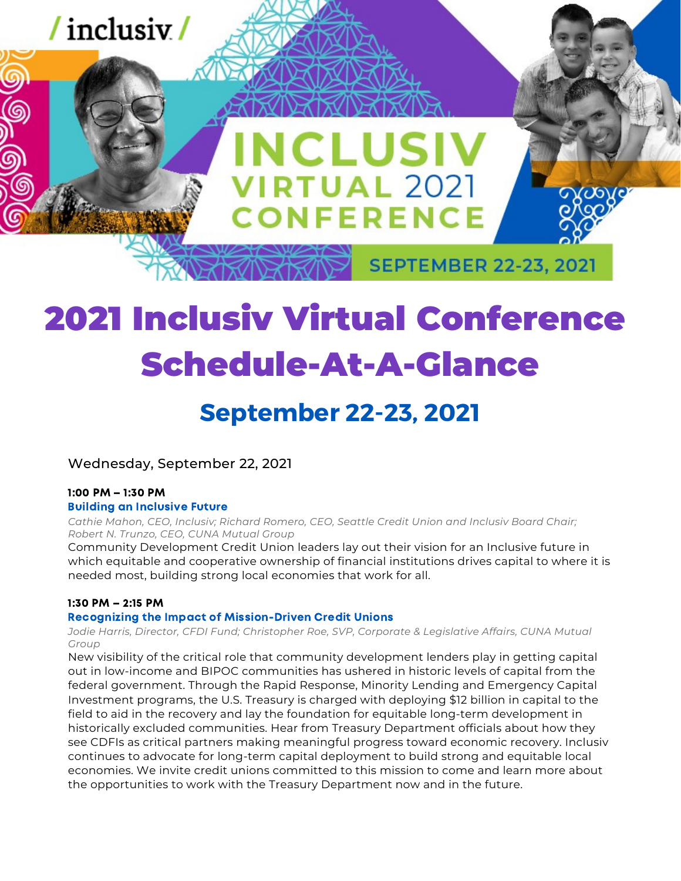# 2021 Inclusiv Virtual Conference Schedule-At-A-Glance

## September 22-23, 2021

Wednesday, September 22, 2021

**1:00 PM – 1:30 PM**
**Building an Inclusive Future**
*Cathie Mahon, CEO, Inclusiv; Richard Romero, CEO, Seattle Credit Union and Inclusiv Board Chair; Robert N. Trunzo, CEO, CUNA Mutual Group*
Community Development Credit Union leaders lay out their vision for an Inclusive future in which equitable and cooperative ownership of financial institutions drives capital to where it is needed most, building strong local economies that work for all.

**1:30 PM – 2:15 PM**
**Recognizing the Impact of Mission-Driven Credit Unions**
*Jodie Harris, Director, CFDI Fund; Christopher Roe, SVP, Corporate & Legislative Affairs, CUNA Mutual Group*
New visibility of the critical role that community development lenders play in getting capital out in low-income and BIPOC communities has ushered in historic levels of capital from the federal government. Through the Rapid Response, Minority Lending and Emergency Capital Investment programs, the U.S. Treasury is charged with deploying $12 billion in capital to the field to aid in the recovery and lay the foundation for equitable long-term development in historically excluded communities. Hear from Treasury Department officials about how they see CDFIs as critical partners making meaningful progress toward economic recovery. Inclusiv continues to advocate for long-term capital deployment to build strong and equitable local economies. We invite credit unions committed to this mission to come and learn more about the opportunities to work with the Treasury Department now and in the future.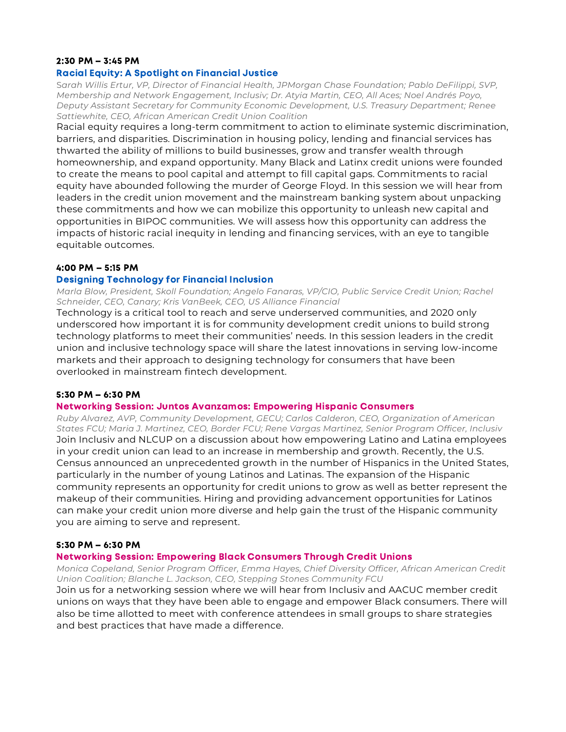#### 2:30 PM – 3:45 PM

### Racial Equity: A Spotlight on Financial Justice

*Sarah Willis Ertur, VP, Director of Financial Health, JPMorgan Chase Foundation; Pablo DeFilippi, SVP, Membership and Network Engagement, Inclusiv; Dr. Atyia Martin, CEO, All Aces; Noel Andrés Poyo, Deputy Assistant Secretary for Community Economic Development, U.S. Treasury Department; Renee Sattiewhite, CEO, African American Credit Union Coalition*

Racial equity requires a long-term commitment to action to eliminate systemic discrimination, barriers, and disparities. Discrimination in housing policy, lending and financial services has thwarted the ability of millions to build businesses, grow and transfer wealth through homeownership, and expand opportunity. Many Black and Latinx credit unions were founded to create the means to pool capital and attempt to fill capital gaps. Commitments to racial equity have abounded following the murder of George Floyd. In this session we will hear from leaders in the credit union movement and the mainstream banking system about unpacking these commitments and how we can mobilize this opportunity to unleash new capital and opportunities in BIPOC communities. We will assess how this opportunity can address the impacts of historic racial inequity in lending and financing services, with an eye to tangible equitable outcomes.

#### 4:00 PM – 5:15 PM

### Designing Technology for Financial Inclusion

*Marla Blow, President, Skoll Foundation; Angelo Fanaras, VP/CIO, Public Service Credit Union; Rachel Schneider, CEO, Canary; Kris VanBeek, CEO, US Alliance Financial*

Technology is a critical tool to reach and serve underserved communities, and 2020 only underscored how important it is for community development credit unions to build strong technology platforms to meet their communities' needs. In this session leaders in the credit union and inclusive technology space will share the latest innovations in serving low-income markets and their approach to designing technology for consumers that have been overlooked in mainstream fintech development.

#### 5:30 PM – 6:30 PM

### Networking Session: Juntos Avanzamos: Empowering Hispanic Consumers

*Ruby Alvarez, AVP, Community Development, GECU; Carlos Calderon, CEO, Organization of American States FCU; Maria J. Martinez, CEO, Border FCU; Rene Vargas Martinez, Senior Program Officer, Inclusiv*

Join Inclusiv and NLCUP on a discussion about how empowering Latino and Latina employees in your credit union can lead to an increase in membership and growth. Recently, the U.S. Census announced an unprecedented growth in the number of Hispanics in the United States, particularly in the number of young Latinos and Latinas. The expansion of the Hispanic community represents an opportunity for credit unions to grow as well as better represent the makeup of their communities. Hiring and providing advancement opportunities for Latinos can make your credit union more diverse and help gain the trust of the Hispanic community you are aiming to serve and represent.

#### 5:30 PM – 6:30 PM

### Networking Session: Empowering Black Consumers Through Credit Unions

*Monica Copeland, Senior Program Officer, Emma Hayes, Chief Diversity Officer, African American Credit Union Coalition; Blanche L. Jackson, CEO, Stepping Stones Community FCU*

Join us for a networking session where we will hear from Inclusiv and AACUC member credit unions on ways that they have been able to engage and empower Black consumers. There will also be time allotted to meet with conference attendees in small groups to share strategies and best practices that have made a difference.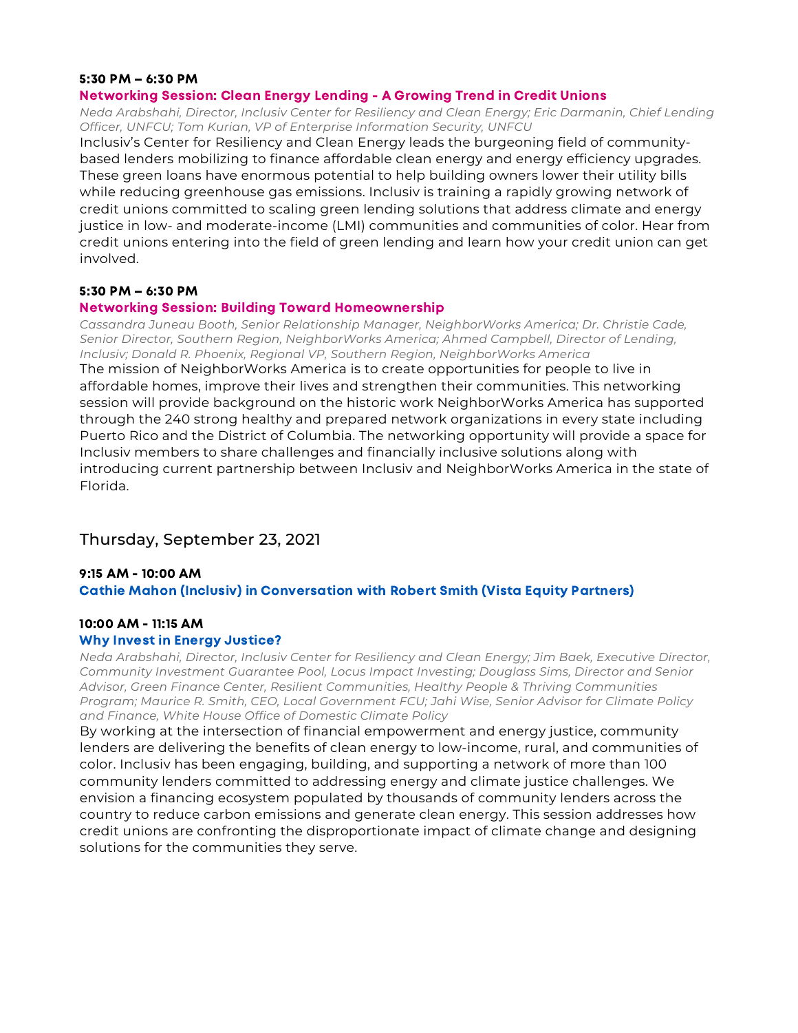#### 5:30 PM – 6:30 PM

### Networking Session: Clean Energy Lending - A Growing Trend in Credit Unions

*Neda Arabshahi, Director, Inclusiv Center for Resiliency and Clean Energy; Eric Darmanin, Chief Lending Officer, UNFCU; Tom Kurian, VP of Enterprise Information Security, UNFCU*

Inclusiv's Center for Resiliency and Clean Energy leads the burgeoning field of community-based lenders mobilizing to finance affordable clean energy and energy efficiency upgrades. These green loans have enormous potential to help building owners lower their utility bills while reducing greenhouse gas emissions. Inclusiv is training a rapidly growing network of credit unions committed to scaling green lending solutions that address climate and energy justice in low- and moderate-income (LMI) communities and communities of color. Hear from credit unions entering into the field of green lending and learn how your credit union can get involved.

#### 5:30 PM – 6:30 PM

### Networking Session: Building Toward Homeownership

*Cassandra Juneau Booth, Senior Relationship Manager, NeighborWorks America; Dr. Christie Cade, Senior Director, Southern Region, NeighborWorks America; Ahmed Campbell, Director of Lending, Inclusiv; Donald R. Phoenix, Regional VP, Southern Region, NeighborWorks America*

The mission of NeighborWorks America is to create opportunities for people to live in affordable homes, improve their lives and strengthen their communities. This networking session will provide background on the historic work NeighborWorks America has supported through the 240 strong healthy and prepared network organizations in every state including Puerto Rico and the District of Columbia. The networking opportunity will provide a space for Inclusiv members to share challenges and financially inclusive solutions along with introducing current partnership between Inclusiv and NeighborWorks America in the state of Florida.

## Thursday, September 23, 2021

#### 9:15 AM - 10:00 AM

### Cathie Mahon (Inclusiv) in Conversation with Robert Smith (Vista Equity Partners)

#### 10:00 AM - 11:15 AM

### Why Invest in Energy Justice?

*Neda Arabshahi, Director, Inclusiv Center for Resiliency and Clean Energy; Jim Baek, Executive Director, Community Investment Guarantee Pool, Locus Impact Investing; Douglass Sims, Director and Senior Advisor, Green Finance Center, Resilient Communities, Healthy People & Thriving Communities Program; Maurice R. Smith, CEO, Local Government FCU; Jahi Wise, Senior Advisor for Climate Policy and Finance, White House Office of Domestic Climate Policy*

By working at the intersection of financial empowerment and energy justice, community lenders are delivering the benefits of clean energy to low-income, rural, and communities of color. Inclusiv has been engaging, building, and supporting a network of more than 100 community lenders committed to addressing energy and climate justice challenges. We envision a financing ecosystem populated by thousands of community lenders across the country to reduce carbon emissions and generate clean energy. This session addresses how credit unions are confronting the disproportionate impact of climate change and designing solutions for the communities they serve.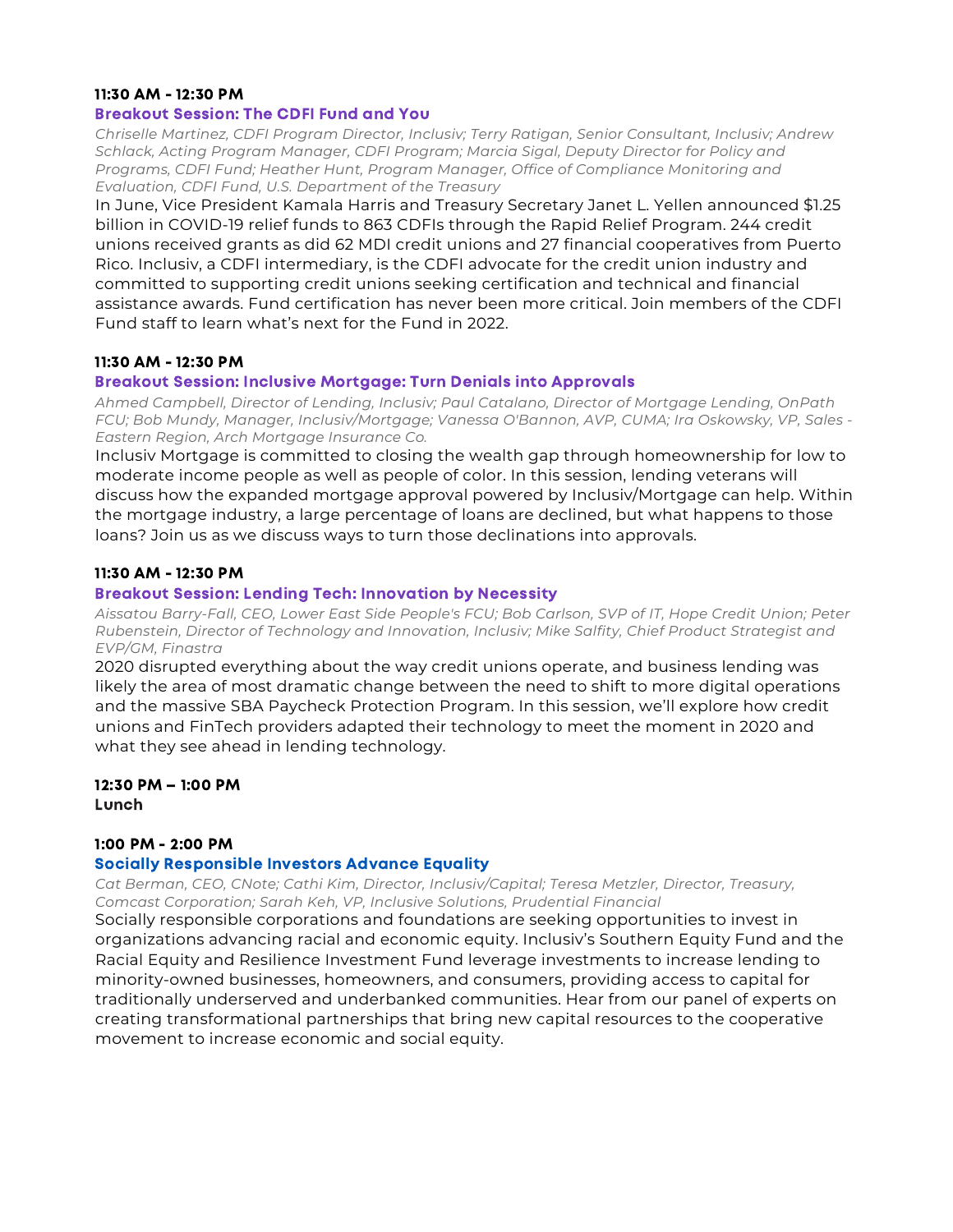**11:30 AM - 12:30 PM**

### Breakout Session: The CDFI Fund and You

*Chriselle Martinez, CDFI Program Director, Inclusiv; Terry Ratigan, Senior Consultant, Inclusiv; Andrew Schlack, Acting Program Manager, CDFI Program; Marcia Sigal, Deputy Director for Policy and Programs, CDFI Fund; Heather Hunt, Program Manager, Office of Compliance Monitoring and Evaluation, CDFI Fund, U.S. Department of the Treasury*

In June, Vice President Kamala Harris and Treasury Secretary Janet L. Yellen announced $1.25 billion in COVID-19 relief funds to 863 CDFIs through the Rapid Relief Program. 244 credit unions received grants as did 62 MDI credit unions and 27 financial cooperatives from Puerto Rico. Inclusiv, a CDFI intermediary, is the CDFI advocate for the credit union industry and committed to supporting credit unions seeking certification and technical and financial assistance awards. Fund certification has never been more critical. Join members of the CDFI Fund staff to learn what's next for the Fund in 2022.

**11:30 AM - 12:30 PM**

### Breakout Session: Inclusive Mortgage: Turn Denials into Approvals

*Ahmed Campbell, Director of Lending, Inclusiv; Paul Catalano, Director of Mortgage Lending, OnPath FCU; Bob Mundy, Manager, Inclusiv/Mortgage; Vanessa O'Bannon, AVP, CUMA; Ira Oskowsky, VP, Sales - Eastern Region, Arch Mortgage Insurance Co.*

Inclusiv Mortgage is committed to closing the wealth gap through homeownership for low to moderate income people as well as people of color. In this session, lending veterans will discuss how the expanded mortgage approval powered by Inclusiv/Mortgage can help. Within the mortgage industry, a large percentage of loans are declined, but what happens to those loans? Join us as we discuss ways to turn those declinations into approvals.

**11:30 AM - 12:30 PM**

### Breakout Session: Lending Tech: Innovation by Necessity

*Aissatou Barry-Fall, CEO, Lower East Side People's FCU; Bob Carlson, SVP of IT, Hope Credit Union; Peter Rubenstein, Director of Technology and Innovation, Inclusiv; Mike Salfity, Chief Product Strategist and EVP/GM, Finastra*

2020 disrupted everything about the way credit unions operate, and business lending was likely the area of most dramatic change between the need to shift to more digital operations and the massive SBA Paycheck Protection Program. In this session, we'll explore how credit unions and FinTech providers adapted their technology to meet the moment in 2020 and what they see ahead in lending technology.

**12:30 PM – 1:00 PM**
**Lunch**

**1:00 PM - 2:00 PM**

### Socially Responsible Investors Advance Equality

*Cat Berman, CEO, CNote; Cathi Kim, Director, Inclusiv/Capital; Teresa Metzler, Director, Treasury, Comcast Corporation; Sarah Keh, VP, Inclusive Solutions, Prudential Financial*

Socially responsible corporations and foundations are seeking opportunities to invest in organizations advancing racial and economic equity. Inclusiv's Southern Equity Fund and the Racial Equity and Resilience Investment Fund leverage investments to increase lending to minority-owned businesses, homeowners, and consumers, providing access to capital for traditionally underserved and underbanked communities. Hear from our panel of experts on creating transformational partnerships that bring new capital resources to the cooperative movement to increase economic and social equity.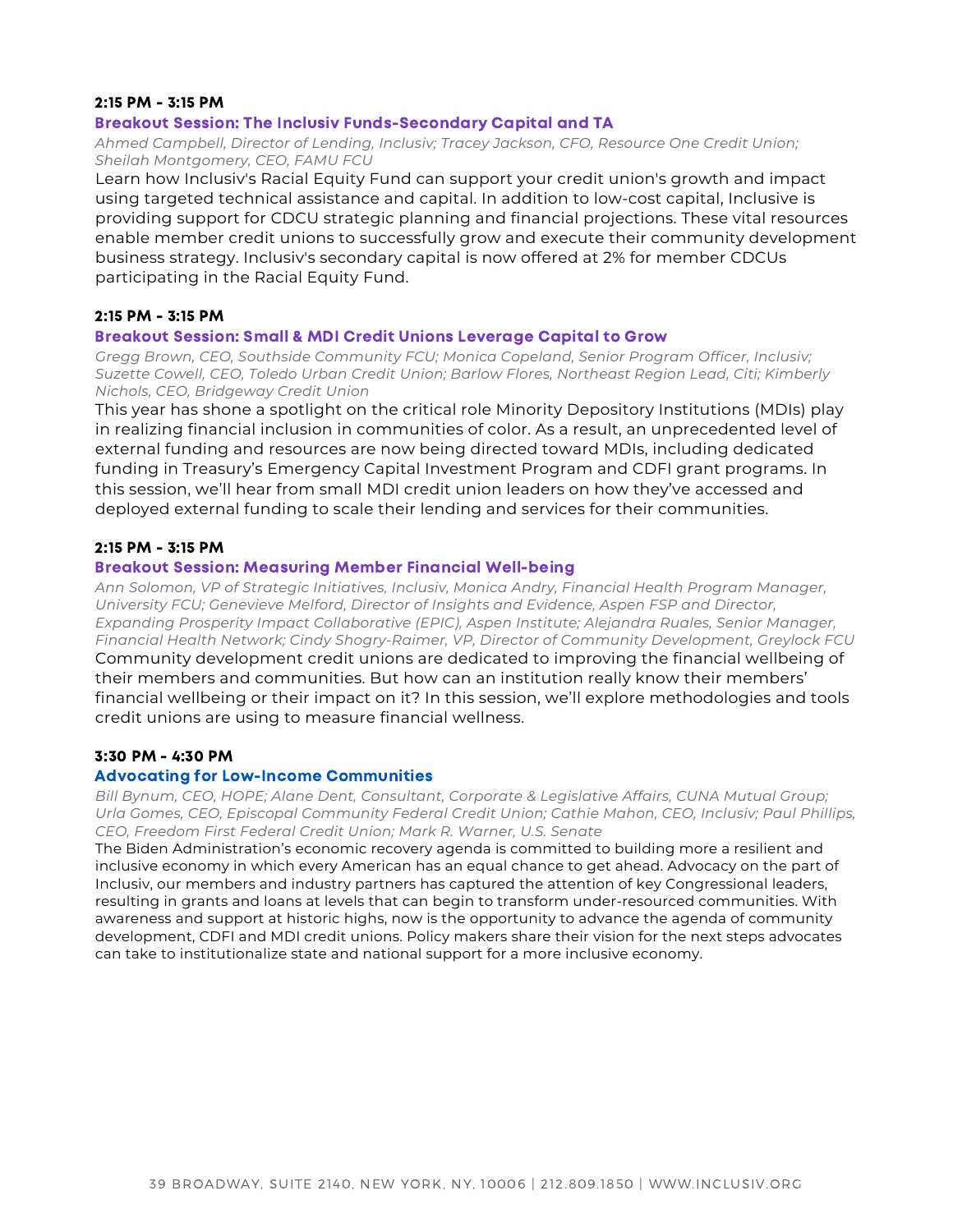**2:15 PM - 3:15 PM**

### Breakout Session: The Inclusiv Funds-Secondary Capital and TA

*Ahmed Campbell, Director of Lending, Inclusiv; Tracey Jackson, CFO, Resource One Credit Union; Sheilah Montgomery, CEO, FAMU FCU*

Learn how Inclusiv's Racial Equity Fund can support your credit union's growth and impact using targeted technical assistance and capital. In addition to low-cost capital, Inclusive is providing support for CDCU strategic planning and financial projections. These vital resources enable member credit unions to successfully grow and execute their community development business strategy. Inclusiv's secondary capital is now offered at 2% for member CDCUs participating in the Racial Equity Fund.

**2:15 PM - 3:15 PM**

### Breakout Session: Small & MDI Credit Unions Leverage Capital to Grow

*Gregg Brown, CEO, Southside Community FCU; Monica Copeland, Senior Program Officer, Inclusiv; Suzette Cowell, CEO, Toledo Urban Credit Union; Barlow Flores, Northeast Region Lead, Citi; Kimberly Nichols, CEO, Bridgeway Credit Union*

This year has shone a spotlight on the critical role Minority Depository Institutions (MDIs) play in realizing financial inclusion in communities of color. As a result, an unprecedented level of external funding and resources are now being directed toward MDIs, including dedicated funding in Treasury's Emergency Capital Investment Program and CDFI grant programs. In this session, we'll hear from small MDI credit union leaders on how they've accessed and deployed external funding to scale their lending and services for their communities.

**2:15 PM - 3:15 PM**

### Breakout Session: Measuring Member Financial Well-being

*Ann Solomon, VP of Strategic Initiatives, Inclusiv, Monica Andry, Financial Health Program Manager, University FCU; Genevieve Melford, Director of Insights and Evidence, Aspen FSP and Director, Expanding Prosperity Impact Collaborative (EPIC), Aspen Institute; Alejandra Ruales, Senior Manager, Financial Health Network; Cindy Shogry-Raimer, VP, Director of Community Development, Greylock FCU*

Community development credit unions are dedicated to improving the financial wellbeing of their members and communities. But how can an institution really know their members' financial wellbeing or their impact on it? In this session, we'll explore methodologies and tools credit unions are using to measure financial wellness.

**3:30 PM - 4:30 PM**

### Advocating for Low-Income Communities

*Bill Bynum, CEO, HOPE; Alane Dent, Consultant, Corporate & Legislative Affairs, CUNA Mutual Group; Urla Gomes, CEO, Episcopal Community Federal Credit Union; Cathie Mahon, CEO, Inclusiv; Paul Phillips, CEO, Freedom First Federal Credit Union; Mark R. Warner, U.S. Senate*

The Biden Administration's economic recovery agenda is committed to building more a resilient and inclusive economy in which every American has an equal chance to get ahead. Advocacy on the part of Inclusiv, our members and industry partners has captured the attention of key Congressional leaders, resulting in grants and loans at levels that can begin to transform under-resourced communities. With awareness and support at historic highs, now is the opportunity to advance the agenda of community development, CDFI and MDI credit unions. Policy makers share their vision for the next steps advocates can take to institutionalize state and national support for a more inclusive economy.